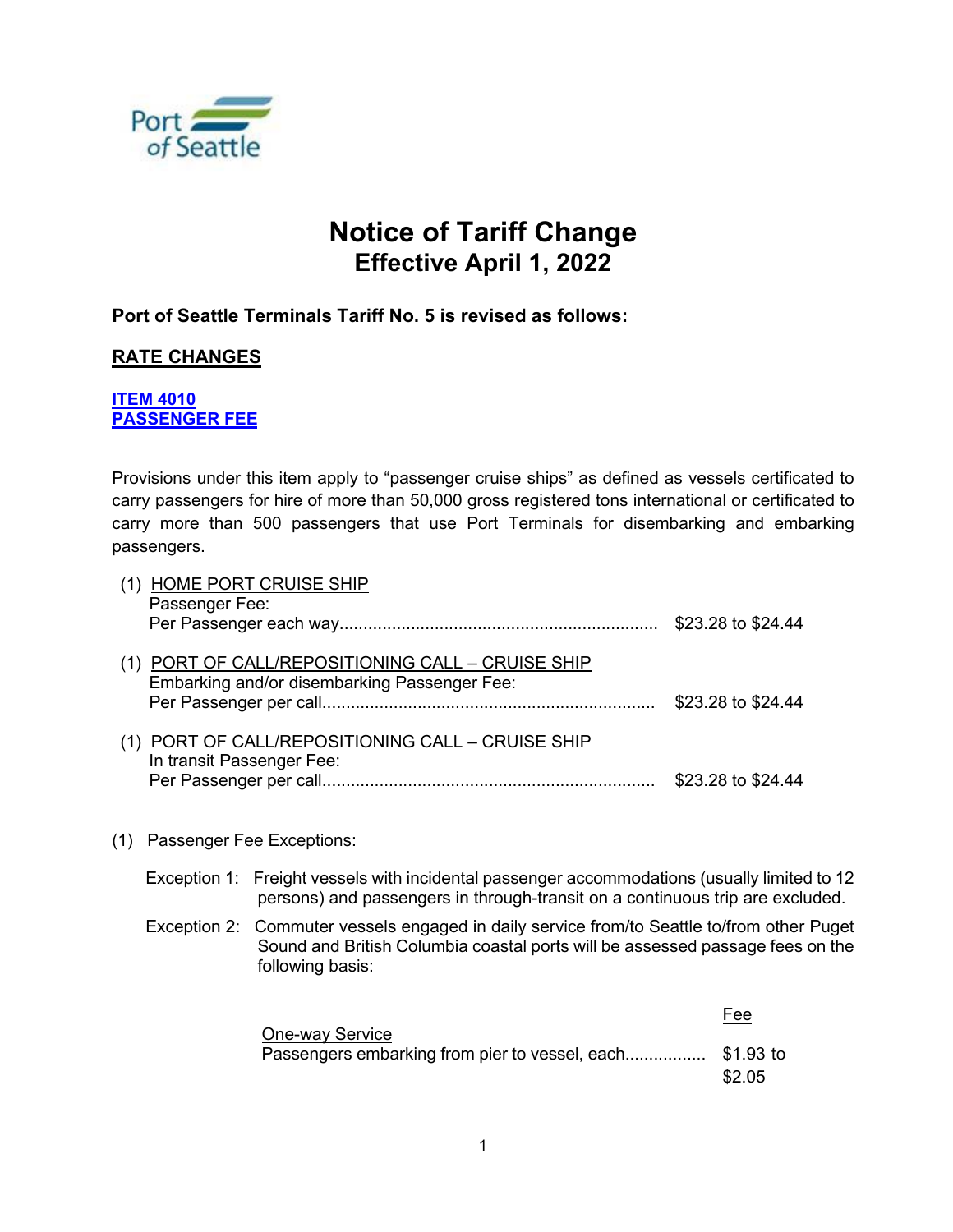Port of Seattle

# Notice of Tariff Change
## Effective April 1, 2022

**Port of Seattle Terminals Tariff No. 5 is revised as follows:**

**RATE CHANGES**

**ITEM 4010**
**PASSENGER FEE**

Provisions under this item apply to "passenger cruise ships" as defined as vessels certificated to carry passengers for hire of more than 50,000 gross registered tons international or certificated to carry more than 500 passengers that use Port Terminals for disembarking and embarking passengers.

(1) HOME PORT CRUISE SHIP
Passenger Fee:
Per Passenger each way.................................................................... $23.28 to $24.44

(1) PORT OF CALL/REPOSITIONING CALL – CRUISE SHIP
Embarking and/or disembarking Passenger Fee:
Per Passenger per call...................................................................... $23.28 to $24.44

(1) PORT OF CALL/REPOSITIONING CALL – CRUISE SHIP
In transit Passenger Fee:
Per Passenger per call...................................................................... $23.28 to $24.44

(1) Passenger Fee Exceptions:

Exception 1: Freight vessels with incidental passenger accommodations (usually limited to 12 persons) and passengers in through-transit on a continuous trip are excluded.

Exception 2: Commuter vessels engaged in daily service from/to Seattle to/from other Puget Sound and British Columbia coastal ports will be assessed passage fees on the following basis:

| | Fee |
|---|---|
| One-way Service<br>Passengers embarking from pier to vessel, each................. | $1.93 to $2.05 |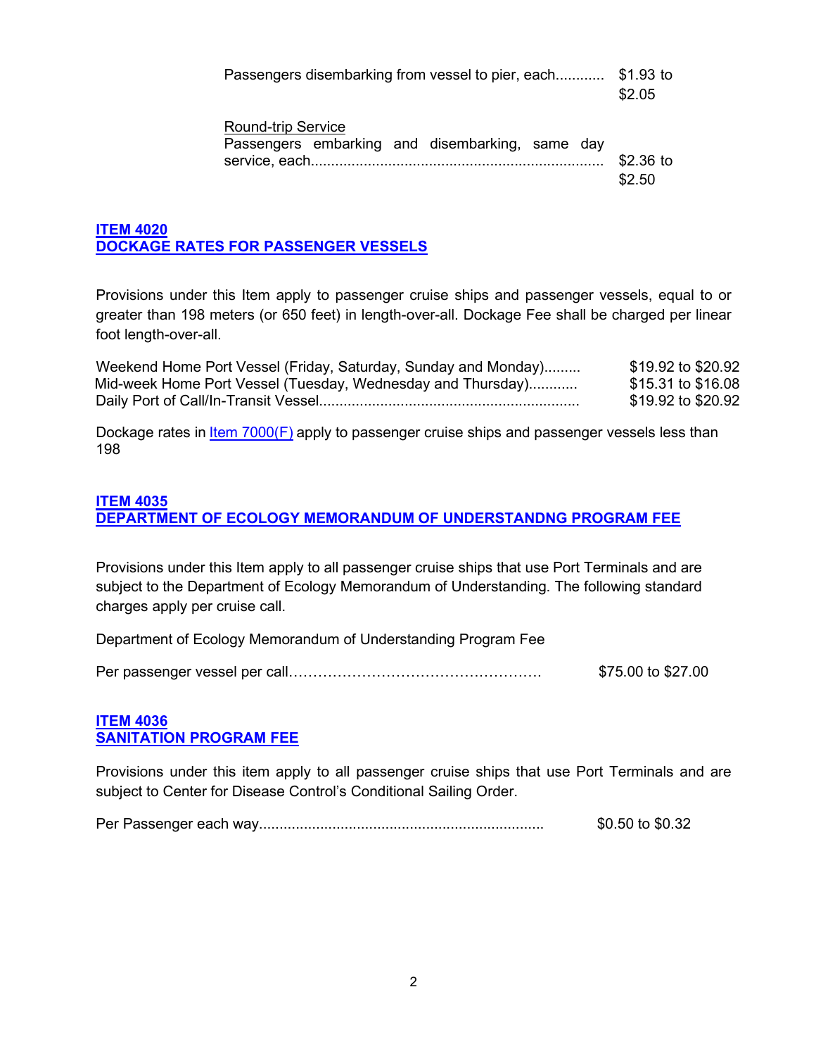Passengers disembarking from vessel to pier, each............ $1.93 to $2.05

Round-trip Service
Passengers embarking and disembarking, same day service, each....................................................................... $2.36 to $2.50

## ITEM 4020
## DOCKAGE RATES FOR PASSENGER VESSELS

Provisions under this Item apply to passenger cruise ships and passenger vessels, equal to or greater than 198 meters (or 650 feet) in length-over-all. Dockage Fee shall be charged per linear foot length-over-all.

| | |
|---|---|
| Weekend Home Port Vessel (Friday, Saturday, Sunday and Monday)......... | $19.92 to $20.92 |
| Mid-week Home Port Vessel (Tuesday, Wednesday and Thursday)............ | $15.31 to $16.08 |
| Daily Port of Call/In-Transit Vessel................................................................ | $19.92 to $20.92 |

Dockage rates in Item 7000(F) apply to passenger cruise ships and passenger vessels less than 198

## ITEM 4035
## DEPARTMENT OF ECOLOGY MEMORANDUM OF UNDERSTANDNG PROGRAM FEE

Provisions under this Item apply to all passenger cruise ships that use Port Terminals and are subject to the Department of Ecology Memorandum of Understanding. The following standard charges apply per cruise call.

Department of Ecology Memorandum of Understanding Program Fee

Per passenger vessel per call……………………………………………… $75.00 to $27.00

## ITEM 4036
## SANITATION PROGRAM FEE

Provisions under this item apply to all passenger cruise ships that use Port Terminals and are subject to Center for Disease Control's Conditional Sailing Order.

Per Passenger each way...................................................................... $0.50 to $0.32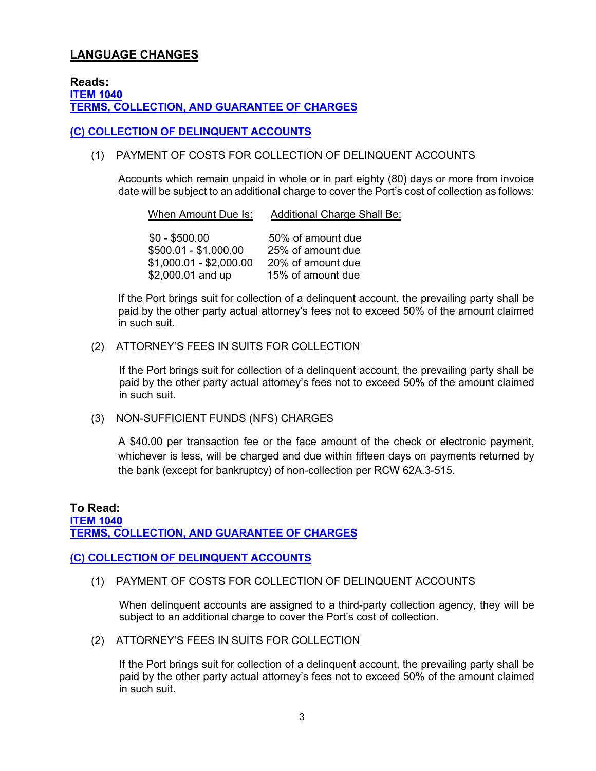## LANGUAGE CHANGES

**Reads:**
**ITEM 1040**
**TERMS, COLLECTION, AND GUARANTEE OF CHARGES**

**(C) COLLECTION OF DELINQUENT ACCOUNTS**

(1) PAYMENT OF COSTS FOR COLLECTION OF DELINQUENT ACCOUNTS

Accounts which remain unpaid in whole or in part eighty (80) days or more from invoice date will be subject to an additional charge to cover the Port's cost of collection as follows:

| When Amount Due Is: | Additional Charge Shall Be: |
|---|---|
| $0 - $500.00 | 50% of amount due |
| $500.01 - $1,000.00 | 25% of amount due |
| $1,000.01 - $2,000.00 | 20% of amount due |
| $2,000.01 and up | 15% of amount due |

If the Port brings suit for collection of a delinquent account, the prevailing party shall be paid by the other party actual attorney's fees not to exceed 50% of the amount claimed in such suit.

(2) ATTORNEY'S FEES IN SUITS FOR COLLECTION

If the Port brings suit for collection of a delinquent account, the prevailing party shall be paid by the other party actual attorney's fees not to exceed 50% of the amount claimed in such suit.

(3) NON-SUFFICIENT FUNDS (NFS) CHARGES

A $40.00 per transaction fee or the face amount of the check or electronic payment, whichever is less, will be charged and due within fifteen days on payments returned by the bank (except for bankruptcy) of non-collection per RCW 62A.3-515.

**To Read:**
**ITEM 1040**
**TERMS, COLLECTION, AND GUARANTEE OF CHARGES**

**(C) COLLECTION OF DELINQUENT ACCOUNTS**

(1) PAYMENT OF COSTS FOR COLLECTION OF DELINQUENT ACCOUNTS

When delinquent accounts are assigned to a third-party collection agency, they will be subject to an additional charge to cover the Port's cost of collection.

(2) ATTORNEY'S FEES IN SUITS FOR COLLECTION

If the Port brings suit for collection of a delinquent account, the prevailing party shall be paid by the other party actual attorney's fees not to exceed 50% of the amount claimed in such suit.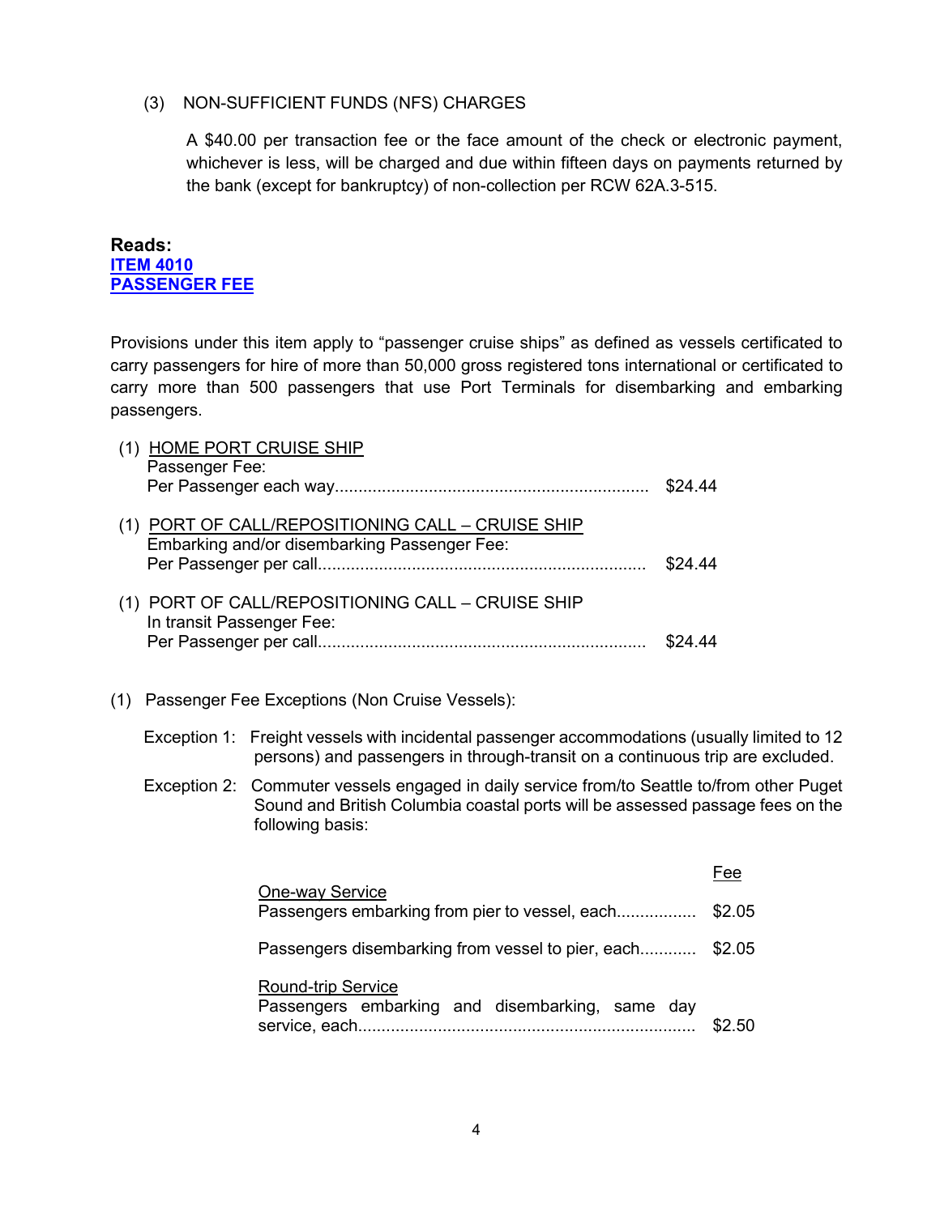(3) NON-SUFFICIENT FUNDS (NFS) CHARGES

A $40.00 per transaction fee or the face amount of the check or electronic payment, whichever is less, will be charged and due within fifteen days on payments returned by the bank (except for bankruptcy) of non-collection per RCW 62A.3-515.

**Reads:**
**ITEM 4010**
**PASSENGER FEE**

Provisions under this item apply to "passenger cruise ships" as defined as vessels certificated to carry passengers for hire of more than 50,000 gross registered tons international or certificated to carry more than 500 passengers that use Port Terminals for disembarking and embarking passengers.

(1) HOME PORT CRUISE SHIP
Passenger Fee:
Per Passenger each way.................................................................. $24.44

(1) PORT OF CALL/REPOSITIONING CALL – CRUISE SHIP
Embarking and/or disembarking Passenger Fee:
Per Passenger per call..................................................................... $24.44

(1) PORT OF CALL/REPOSITIONING CALL – CRUISE SHIP
In transit Passenger Fee:
Per Passenger per call..................................................................... $24.44

(1) Passenger Fee Exceptions (Non Cruise Vessels):

Exception 1: Freight vessels with incidental passenger accommodations (usually limited to 12 persons) and passengers in through-transit on a continuous trip are excluded.

Exception 2: Commuter vessels engaged in daily service from/to Seattle to/from other Puget Sound and British Columbia coastal ports will be assessed passage fees on the following basis:

| | Fee |
|---|---|
| One-way Service | |
| Passengers embarking from pier to vessel, each................. | $2.05 |
| Passengers disembarking from vessel to pier, each............ | $2.05 |
| Round-trip Service | |
| Passengers embarking and disembarking, same day service, each....................................................................... | $2.50 |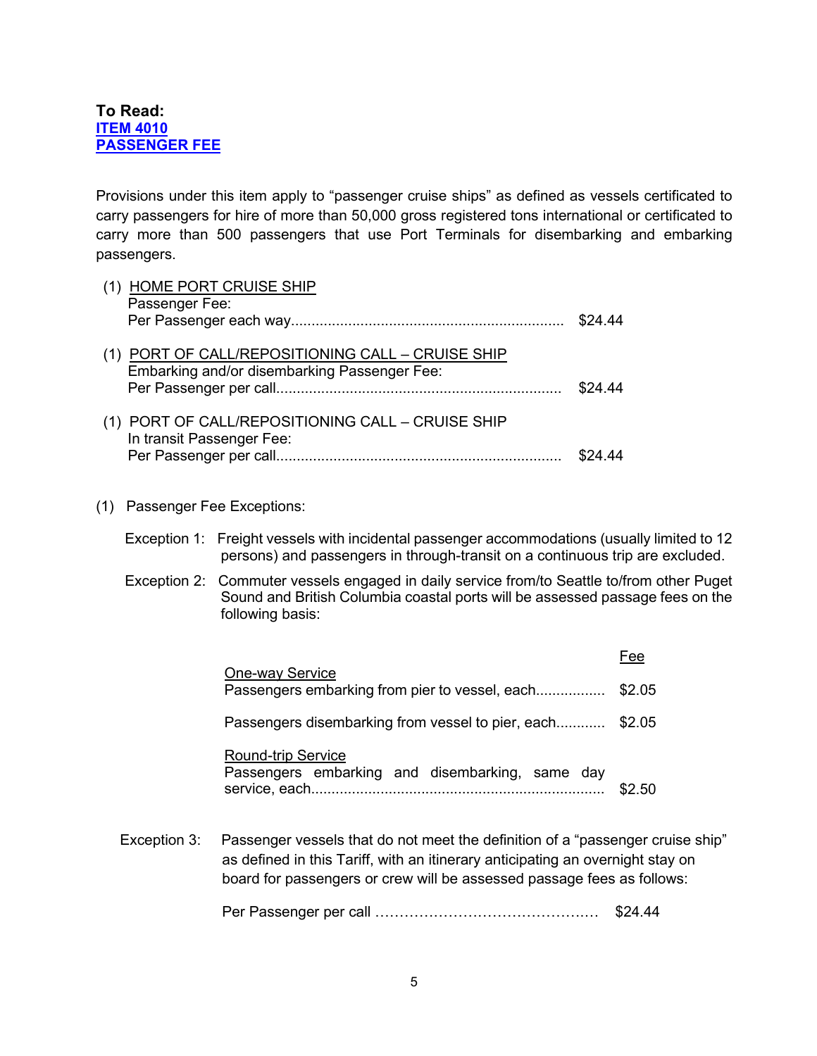**To Read:**
**ITEM 4010**
**PASSENGER FEE**

Provisions under this item apply to "passenger cruise ships" as defined as vessels certificated to carry passengers for hire of more than 50,000 gross registered tons international or certificated to carry more than 500 passengers that use Port Terminals for disembarking and embarking passengers.

(1) HOME PORT CRUISE SHIP
Passenger Fee:
Per Passenger each way.................................................................. $24.44

(1) PORT OF CALL/REPOSITIONING CALL – CRUISE SHIP
Embarking and/or disembarking Passenger Fee:
Per Passenger per call..................................................................... $24.44

(1) PORT OF CALL/REPOSITIONING CALL – CRUISE SHIP
In transit Passenger Fee:
Per Passenger per call..................................................................... $24.44

(1) Passenger Fee Exceptions:

Exception 1: Freight vessels with incidental passenger accommodations (usually limited to 12 persons) and passengers in through-transit on a continuous trip are excluded.

Exception 2: Commuter vessels engaged in daily service from/to Seattle to/from other Puget Sound and British Columbia coastal ports will be assessed passage fees on the following basis:

| | Fee |
|---|---|
| One-way Service | |
| Passengers embarking from pier to vessel, each................ | $2.05 |
| Passengers disembarking from vessel to pier, each............ | $2.05 |
| Round-trip Service | |
| Passengers embarking and disembarking, same day service, each....................................................................... | $2.50 |

Exception 3: Passenger vessels that do not meet the definition of a "passenger cruise ship" as defined in this Tariff, with an itinerary anticipating an overnight stay on board for passengers or crew will be assessed passage fees as follows:

Per Passenger per call ……………………………………… $24.44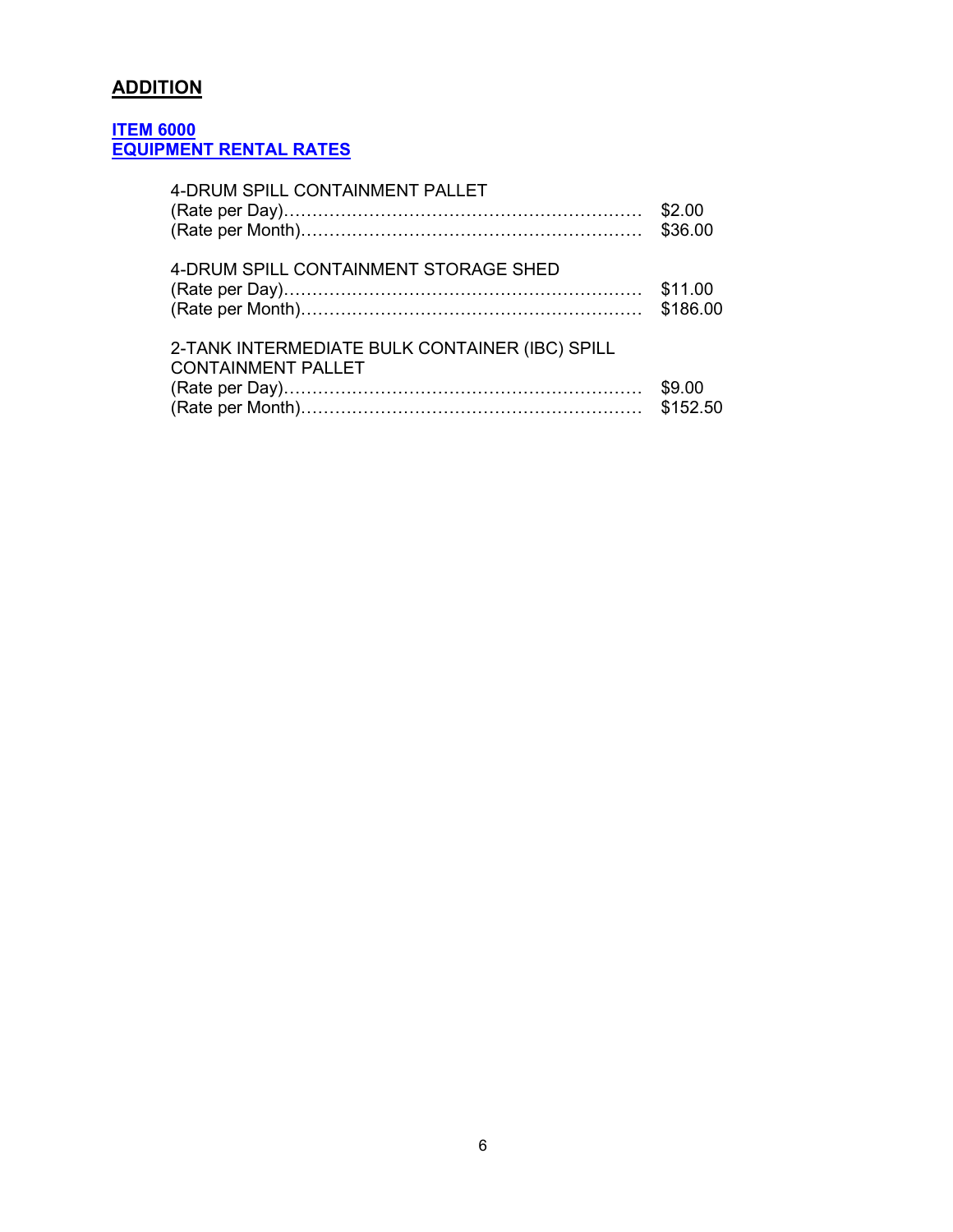## ADDITION

### ITEM 6000
### EQUIPMENT RENTAL RATES

4-DRUM SPILL CONTAINMENT PALLET
(Rate per Day)………………………………………………………… $2.00
(Rate per Month)……………………………………………………… $36.00

4-DRUM SPILL CONTAINMENT STORAGE SHED
(Rate per Day)………………………………………………………… $11.00
(Rate per Month)……………………………………………………… $186.00

2-TANK INTERMEDIATE BULK CONTAINER (IBC) SPILL CONTAINMENT PALLET
(Rate per Day)………………………………………………………… $9.00
(Rate per Month)……………………………………………………… $152.50